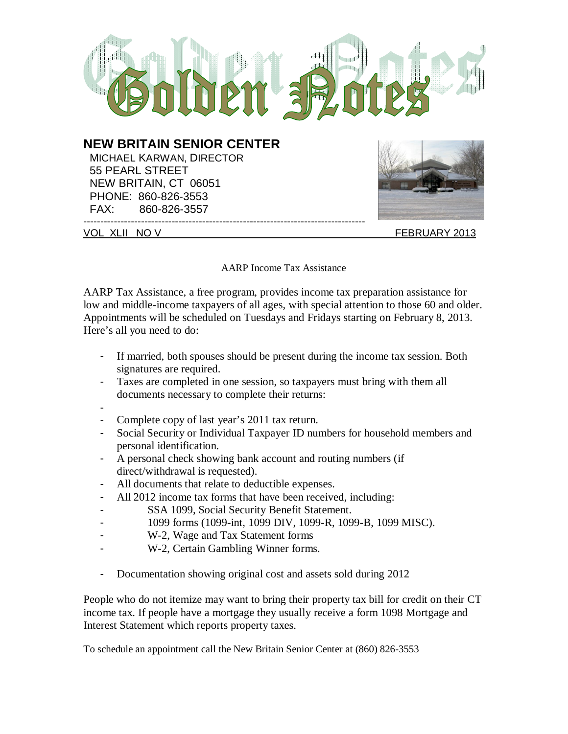# Golden Notes

## NEW BRITAIN SENIOR CENTER

MICHAEL KARWAN, DIRECTOR
55 PEARL STREET
NEW BRITAIN, CT 06051
PHONE: 860-826-3553
FAX: 860-826-3557

VOL XLII NO V FEBRUARY 2013

### AARP Income Tax Assistance

AARP Tax Assistance, a free program, provides income tax preparation assistance for low and middle-income taxpayers of all ages, with special attention to those 60 and older. Appointments will be scheduled on Tuesdays and Fridays starting on February 8, 2013. Here's all you need to do:

- If married, both spouses should be present during the income tax session. Both signatures are required.
- Taxes are completed in one session, so taxpayers must bring with them all documents necessary to complete their returns:
- 
- Complete copy of last year's 2011 tax return.
- Social Security or Individual Taxpayer ID numbers for household members and personal identification.
- A personal check showing bank account and routing numbers (if direct/withdrawal is requested).
- All documents that relate to deductible expenses.
- All 2012 income tax forms that have been received, including:
  - SSA 1099, Social Security Benefit Statement.
  - 1099 forms (1099-int, 1099 DIV, 1099-R, 1099-B, 1099 MISC).
  - W-2, Wage and Tax Statement forms
  - W-2, Certain Gambling Winner forms.

- Documentation showing original cost and assets sold during 2012

People who do not itemize may want to bring their property tax bill for credit on their CT income tax. If people have a mortgage they usually receive a form 1098 Mortgage and Interest Statement which reports property taxes.

To schedule an appointment call the New Britain Senior Center at (860) 826-3553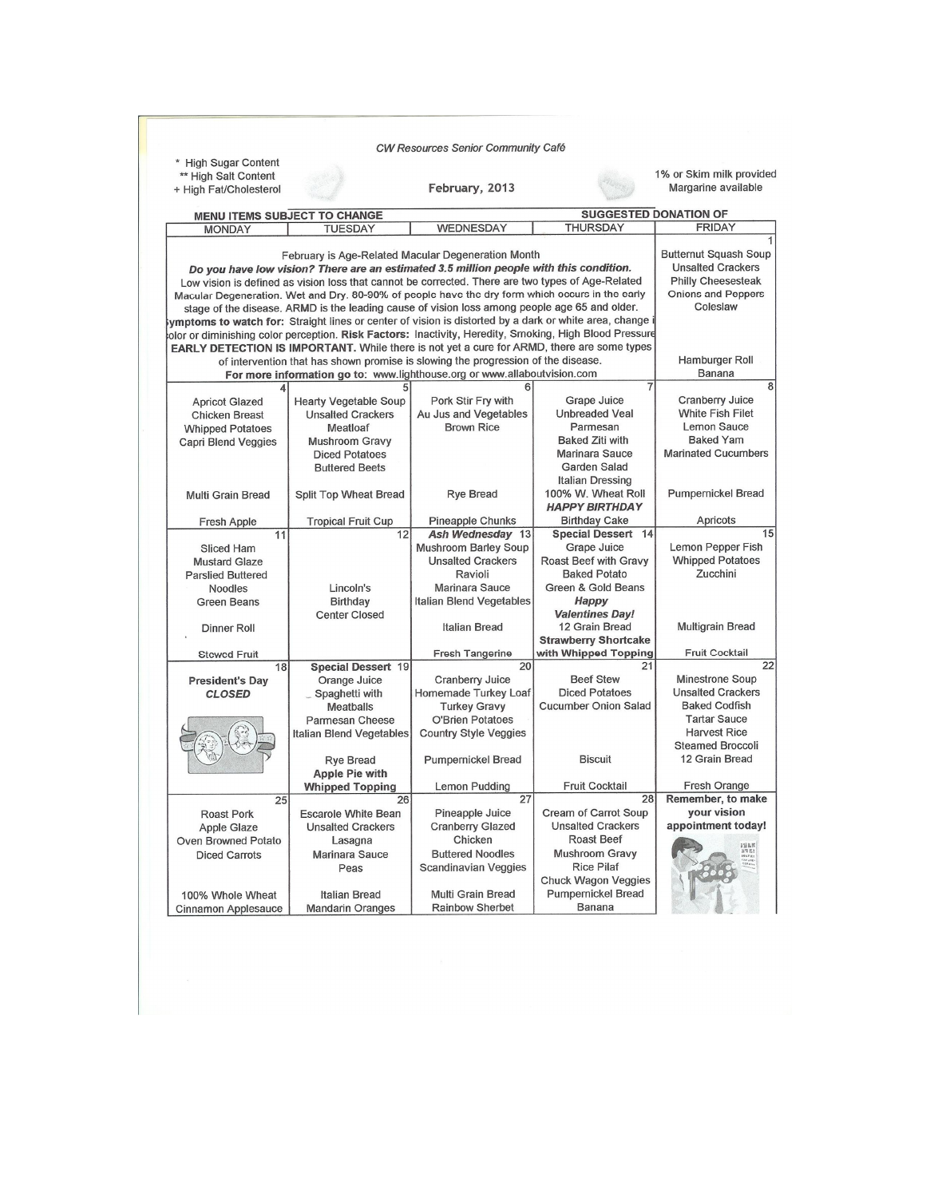*CW Resources Senior Community Café*

\* High Sugar Content
\*\* High Salt Content
\+ High Fat/Cholesterol

**February, 2013**

1% or Skim milk provided
Margarine available

**MENU ITEMS SUBJECT TO CHANGE** — **SUGGESTED DONATION OF**

| MONDAY | TUESDAY | WEDNESDAY | THURSDAY | FRIDAY |
|---|---|---|---|---|
| February is Age-Related Macular Degeneration Month<br>***Do you have low vision? There are an estimated 3.5 million people with this condition.***<br>Low vision is defined as vision loss that cannot be corrected. There are two types of Age-Related Macular Degeneration. Wet and Dry. 80-90% of people have the dry form which occurs in the early stage of the disease. ARMD is the leading cause of vision loss among people age 65 and older.<br>**Symptoms to watch for:** Straight lines or center of vision is distorted by a dark or white area, change in color or diminishing color perception. **Risk Factors:** Inactivity, Heredity, Smoking, High Blood Pressure<br>**EARLY DETECTION IS IMPORTANT.** While there is not yet a cure for ARMD, there are some types of intervention that has shown promise is slowing the progression of the disease.<br>**For more information go to:** www.lighthouse.org or www.allaboutvision.com | | | | 1<br>Butternut Squash Soup<br>Unsalted Crackers<br>Philly Cheesesteak<br>Onions and Peppers<br>Coleslaw<br><br>Hamburger Roll<br>Banana |
| 4<br>Apricot Glazed Chicken Breast<br>Whipped Potatoes<br>Capri Blend Veggies<br><br>Multi Grain Bread<br><br>Fresh Apple | 5<br>Hearty Vegetable Soup<br>Unsalted Crackers<br>Meatloaf<br>Mushroom Gravy<br>Diced Potatoes<br>Buttered Beets<br><br>Split Top Wheat Bread<br><br>Tropical Fruit Cup | 6<br>Pork Stir Fry with Au Jus and Vegetables<br>Brown Rice<br><br>Rye Bread<br><br>Pineapple Chunks | 7<br>Grape Juice<br>Unbreaded Veal Parmesan<br>Baked Ziti with Marinara Sauce<br>Garden Salad<br>Italian Dressing<br>100% W. Wheat Roll<br>***HAPPY BIRTHDAY***<br>Birthday Cake | 8<br>Cranberry Juice<br>White Fish Filet<br>Lemon Sauce<br>Baked Yam<br>Marinated Cucumbers<br><br>Pumpernickel Bread<br><br>Apricots |
| 11<br>Sliced Ham<br>Mustard Glaze<br>Parslied Buttered Noodles<br>Green Beans<br><br>Dinner Roll<br><br>Stewed Fruit | 12<br><br>Lincoln's Birthday<br>Center Closed | ***Ash Wednesday*** 13<br>Mushroom Barley Soup<br>Unsalted Crackers<br>Ravioli<br>Marinara Sauce<br>Italian Blend Vegetables<br><br>Italian Bread<br><br>Fresh Tangerine | **Special Dessert** 14<br>Grape Juice<br>Roast Beef with Gravy<br>Baked Potato<br>Green & Gold Beans<br>***Happy Valentines Day!***<br>12 Grain Bread<br>**Strawberry Shortcake with Whipped Topping** | 15<br>Lemon Pepper Fish<br>Whipped Potatoes<br>Zucchini<br><br>Multigrain Bread<br><br>Fruit Cocktail |
| 18<br>***President's Day CLOSED*** | **Special Dessert** 19<br>Orange Juice<br>_ Spaghetti with Meatballs<br>Parmesan Cheese<br>Italian Blend Vegetables<br><br>Rye Bread<br>**Apple Pie with Whipped Topping** | 20<br>Cranberry Juice<br>Homemade Turkey Loaf<br>Turkey Gravy<br>O'Brien Potatoes<br>Country Style Veggies<br><br>Pumpernickel Bread<br><br>Lemon Pudding | 21<br>Beef Stew<br>Diced Potatoes<br>Cucumber Onion Salad<br><br>Biscuit<br><br>Fruit Cocktail | 22<br>Minestrone Soup<br>Unsalted Crackers<br>Baked Codfish<br>Tartar Sauce<br>Harvest Rice<br>Steamed Broccoli<br>12 Grain Bread<br><br>Fresh Orange |
| 25<br>Roast Pork<br>Apple Glaze<br>Oven Browned Potato<br>Diced Carrots<br><br>100% Whole Wheat<br>Cinnamon Applesauce | 26<br>Escarole White Bean<br>Unsalted Crackers<br>Lasagna<br>Marinara Sauce<br>Peas<br><br>Italian Bread<br>Mandarin Oranges | 27<br>Pineapple Juice<br>Cranberry Glazed Chicken<br>Buttered Noodles<br>Scandinavian Veggies<br><br>Multi Grain Bread<br>Rainbow Sherbet | 28<br>Cream of Carrot Soup<br>Unsalted Crackers<br>Roast Beef<br>Mushroom Gravy<br>Rice Pilaf<br>Chuck Wagon Veggies<br>Pumpernickel Bread<br>Banana | **Remember, to make your vision appointment today!** |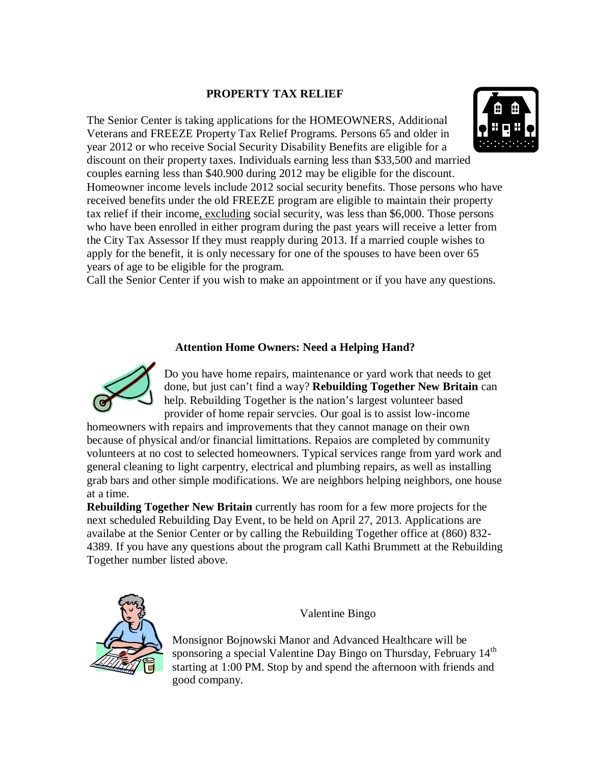## PROPERTY TAX RELIEF

The Senior Center is taking applications for the HOMEOWNERS, Additional Veterans and FREEZE Property Tax Relief Programs. Persons 65 and older in year 2012 or who receive Social Security Disability Benefits are eligible for a discount on their property taxes. Individuals earning less than $33,500 and married couples earning less than $40.900 during 2012 may be eligible for the discount. Homeowner income levels include 2012 social security benefits. Those persons who have received benefits under the old FREEZE program are eligible to maintain their property tax relief if their income, excluding social security, was less than $6,000. Those persons who have been enrolled in either program during the past years will receive a letter from the City Tax Assessor If they must reapply during 2013. If a married couple wishes to apply for the benefit, it is only necessary for one of the spouses to have been over 65 years of age to be eligible for the program.

Call the Senior Center if you wish to make an appointment or if you have any questions.

## Attention Home Owners: Need a Helping Hand?

Do you have home repairs, maintenance or yard work that needs to get done, but just can't find a way? **Rebuilding Together New Britain** can help. Rebuilding Together is the nation's largest volunteer based provider of home repair servcies. Our goal is to assist low-income homeowners with repairs and improvements that they cannot manage on their own because of physical and/or financial limittations. Repaios are completed by community volunteers at no cost to selected homeowners. Typical services range from yard work and general cleaning to light carpentry, electrical and plumbing repairs, as well as installing grab bars and other simple modifications. We are neighbors helping neighbors, one house at a time.

**Rebuilding Together New Britain** currently has room for a few more projects for the next scheduled Rebuilding Day Event, to be held on April 27, 2013. Applications are availabe at the Senior Center or by calling the Rebuilding Together office at (860) 832-4389. If you have any questions about the program call Kathi Brummett at the Rebuilding Together number listed above.

Valentine Bingo

Monsignor Bojnowski Manor and Advanced Healthcare will be sponsoring a special Valentine Day Bingo on Thursday, February 14th starting at 1:00 PM. Stop by and spend the afternoon with friends and good company.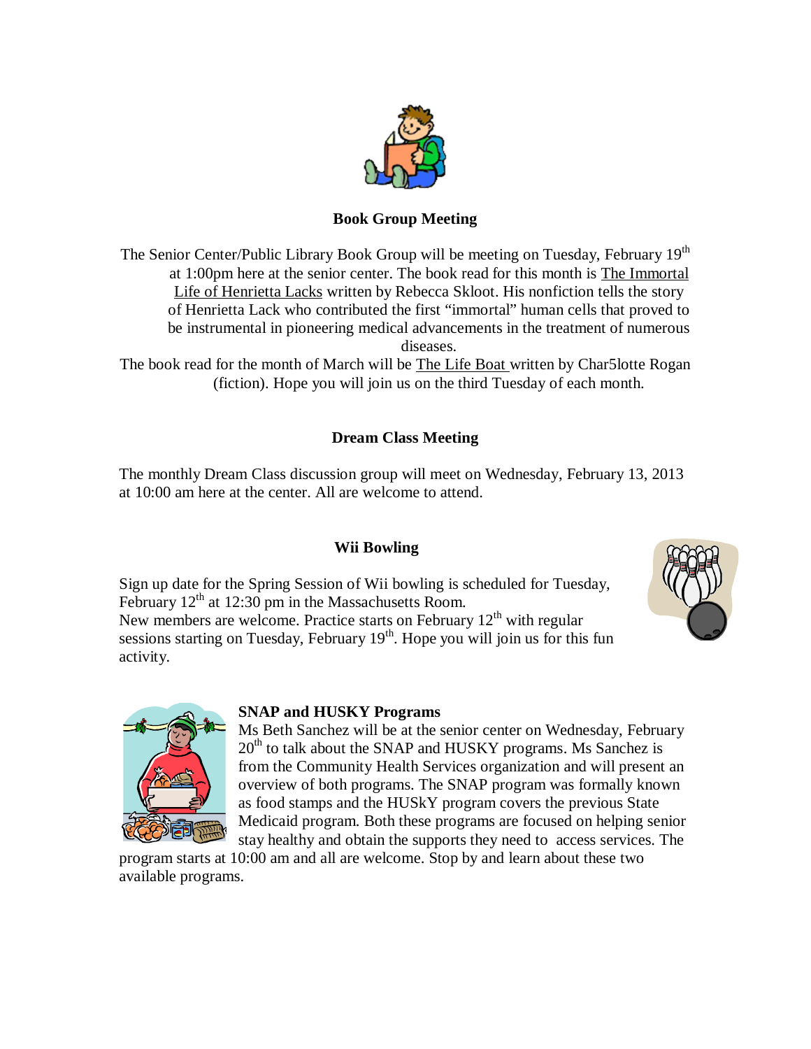## Book Group Meeting

The Senior Center/Public Library Book Group will be meeting on Tuesday, February 19th at 1:00pm here at the senior center. The book read for this month is The Immortal Life of Henrietta Lacks written by Rebecca Skloot. His nonfiction tells the story of Henrietta Lack who contributed the first "immortal" human cells that proved to be instrumental in pioneering medical advancements in the treatment of numerous diseases.

The book read for the month of March will be The Life Boat written by Char5lotte Rogan (fiction). Hope you will join us on the third Tuesday of each month.

## Dream Class Meeting

The monthly Dream Class discussion group will meet on Wednesday, February 13, 2013 at 10:00 am here at the center. All are welcome to attend.

## Wii Bowling

Sign up date for the Spring Session of Wii bowling is scheduled for Tuesday, February 12th at 12:30 pm in the Massachusetts Room.
New members are welcome. Practice starts on February 12th with regular sessions starting on Tuesday, February 19th. Hope you will join us for this fun activity.

## SNAP and HUSKY Programs

Ms Beth Sanchez will be at the senior center on Wednesday, February 20th to talk about the SNAP and HUSKY programs. Ms Sanchez is from the Community Health Services organization and will present an overview of both programs. The SNAP program was formally known as food stamps and the HUSkY program covers the previous State Medicaid program. Both these programs are focused on helping senior stay healthy and obtain the supports they need to access services. The program starts at 10:00 am and all are welcome. Stop by and learn about these two available programs.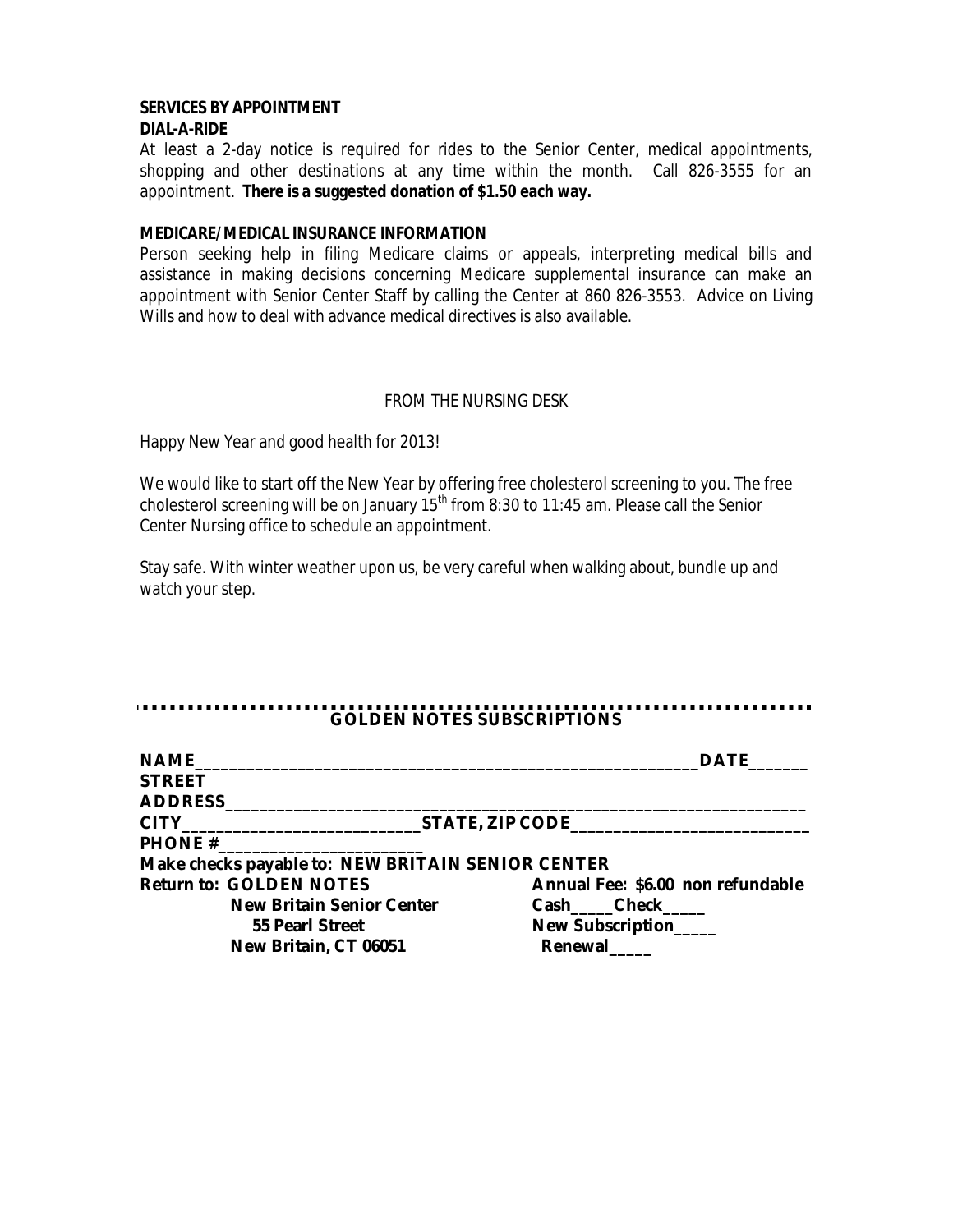**SERVICES BY APPOINTMENT**

**DIAL-A-RIDE**

At least a 2-day notice is required for rides to the Senior Center, medical appointments, shopping and other destinations at any time within the month. Call 826-3555 for an appointment. **There is a suggested donation of $1.50 each way.**

**MEDICARE/MEDICAL INSURANCE INFORMATION**

Person seeking help in filing Medicare claims or appeals, interpreting medical bills and assistance in making decisions concerning Medicare supplemental insurance can make an appointment with Senior Center Staff by calling the Center at 860 826-3553. Advice on Living Wills and how to deal with advance medical directives is also available.

## FROM THE NURSING DESK

Happy New Year and good health for 2013!

We would like to start off the New Year by offering free cholesterol screening to you. The free cholesterol screening will be on January 15th from 8:30 to 11:45 am. Please call the Senior Center Nursing office to schedule an appointment.

Stay safe. With winter weather upon us, be very careful when walking about, bundle up and watch your step.

---

## GOLDEN NOTES SUBSCRIPTIONS

**NAME**_____________________________________________ **DATE**_______

**STREET ADDRESS**_____________________________________________

**CITY**___________________________ **STATE, ZIP CODE**___________________________

**PHONE #**_______________________

**Make checks payable to: NEW BRITAIN SENIOR CENTER**

**Return to: GOLDEN NOTES**
**New Britain Senior Center**
**55 Pearl Street**
**New Britain, CT 06051**

**Annual Fee: $6.00 non refundable**
**Cash_____Check_____**
**New Subscription_____**
**Renewal_____**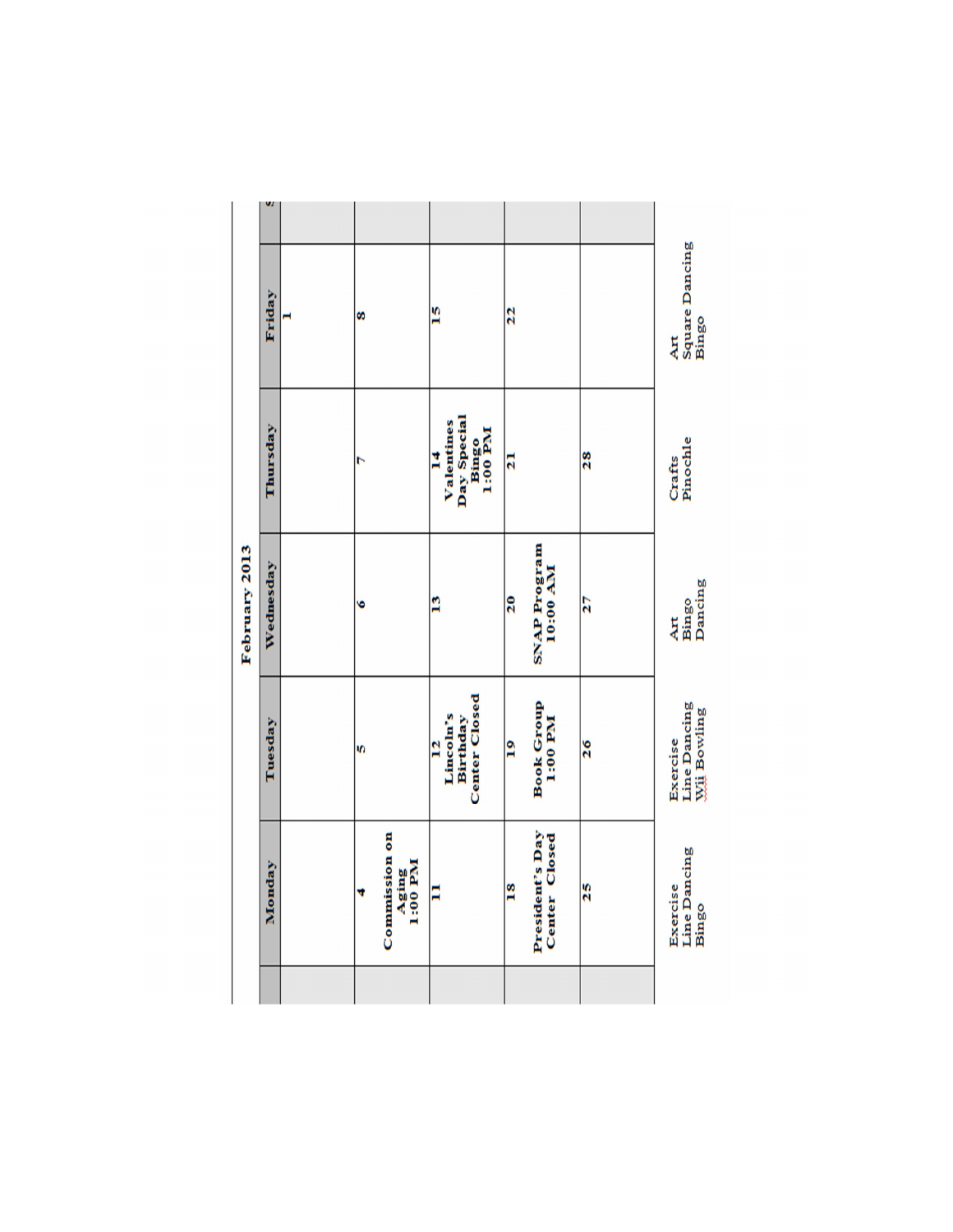# February 2013

| | Monday | Tuesday | Wednesday | Thursday | Friday | S |
|---|---|---|---|---|---|---|
| | | | | | 1 | |
| | 4 **Commission on Aging 1:00 PM** | 5 | 6 | 7 | 8 | |
| | 11 | 12 **Lincoln's Birthday Center Closed** | 13 | 14 **Valentines Day Special Bingo 1:00 PM** | 15 | |
| | 18 **President's Day Center Closed** | 19 **Book Group 1:00 PM** | 20 **SNAP Program 10:00 AM** | 21 | 22 | |
| | 25 | 26 | 27 | 28 | | |
| | Exercise<br>Line Dancing<br>Bingo | Exercise<br>Line Dancing<br>Wii Bowling | Art<br>Bingo<br>Dancing | Crafts<br>Pinochle | Art<br>Square Dancing<br>Bingo | |